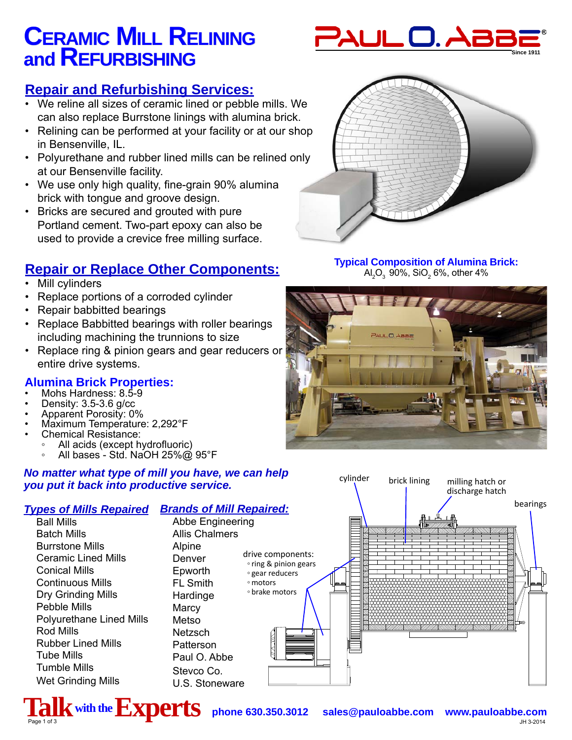# Ceramic Mill Relining and Refurbishing

PAUL O. ABBE® Since 1911

## Repair and Refurbishing Services:

- We reline all sizes of ceramic lined or pebble mills. We can also replace Burrstone linings with alumina brick.
- Relining can be performed at your facility or at our shop in Bensenville, IL.
- Polyurethane and rubber lined mills can be relined only at our Bensenville facility.
- We use only high quality, fine-grain 90% alumina brick with tongue and groove design.
- Bricks are secured and grouted with pure Portland cement. Two-part epoxy can also be used to provide a crevice free milling surface.

**Typical Composition of Alumina Brick:**
$Al_2O_3$ 90%, $SiO_2$ 6%, other 4%

## Repair or Replace Other Components:

- Mill cylinders
- Replace portions of a corroded cylinder
- Repair babbitted bearings
- Replace Babbitted bearings with roller bearings including machining the trunnions to size
- Replace ring & pinion gears and gear reducers or entire drive systems.

### Alumina Brick Properties:

- Mohs Hardness: 8.5-9
- Density: 3.5-3.6 g/cc
- Apparent Porosity: 0%
- Maximum Temperature: 2,292°F
- Chemical Resistance:
  - All acids (except hydrofluoric)
  - All bases - Std. NaOH 25%@ 95°F

***No matter what type of mill you have, we can help you put it back into productive service.***

### *Types of Mills Repaired*

- Ball Mills
- Batch Mills
- Burrstone Mills
- Ceramic Lined Mills
- Conical Mills
- Continuous Mills
- Dry Grinding Mills
- Pebble Mills
- Polyurethane Lined Mills
- Rod Mills
- Rubber Lined Mills
- Tube Mills
- Tumble Mills
- Wet Grinding Mills

### *Brands of Mill Repaired:*

- Abbe Engineering
- Allis Chalmers
- Alpine
- Denver
- Epworth
- FL Smith
- Hardinge
- Marcy
- Metso
- Netzsch
- Patterson
- Paul O. Abbe
- Stevco Co.
- U.S. Stoneware

cylinder — brick lining — milling hatch or discharge hatch — bearings

drive components:
- ring & pinion gears
- gear reducers
- motors
- brake motors

**Talk with the Experts** phone 630.350.3012 sales@pauloabbe.com www.pauloabbe.com

JH 3-2014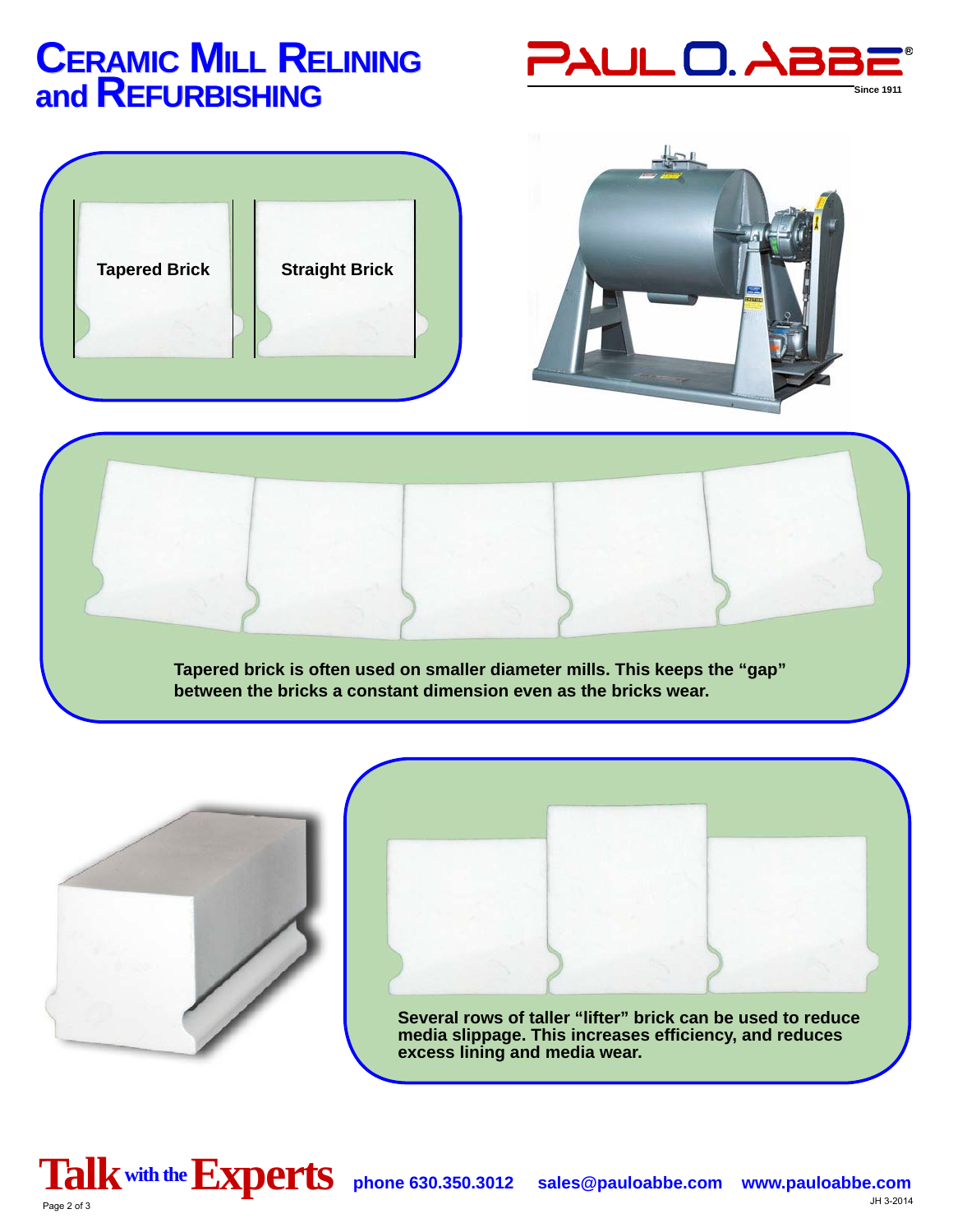# Ceramic Mill Relining and Refurbishing

PAUL O. ABBE® Since 1911

**Tapered Brick** **Straight Brick**

**Tapered brick is often used on smaller diameter mills. This keeps the "gap" between the bricks a constant dimension even as the bricks wear.**

**Several rows of taller "lifter" brick can be used to reduce media slippage. This increases efficiency, and reduces excess lining and media wear.**

**Talk with the Experts** **phone 630.350.3012** **sales@pauloabbe.com** **www.pauloabbe.com**

JH 3-2014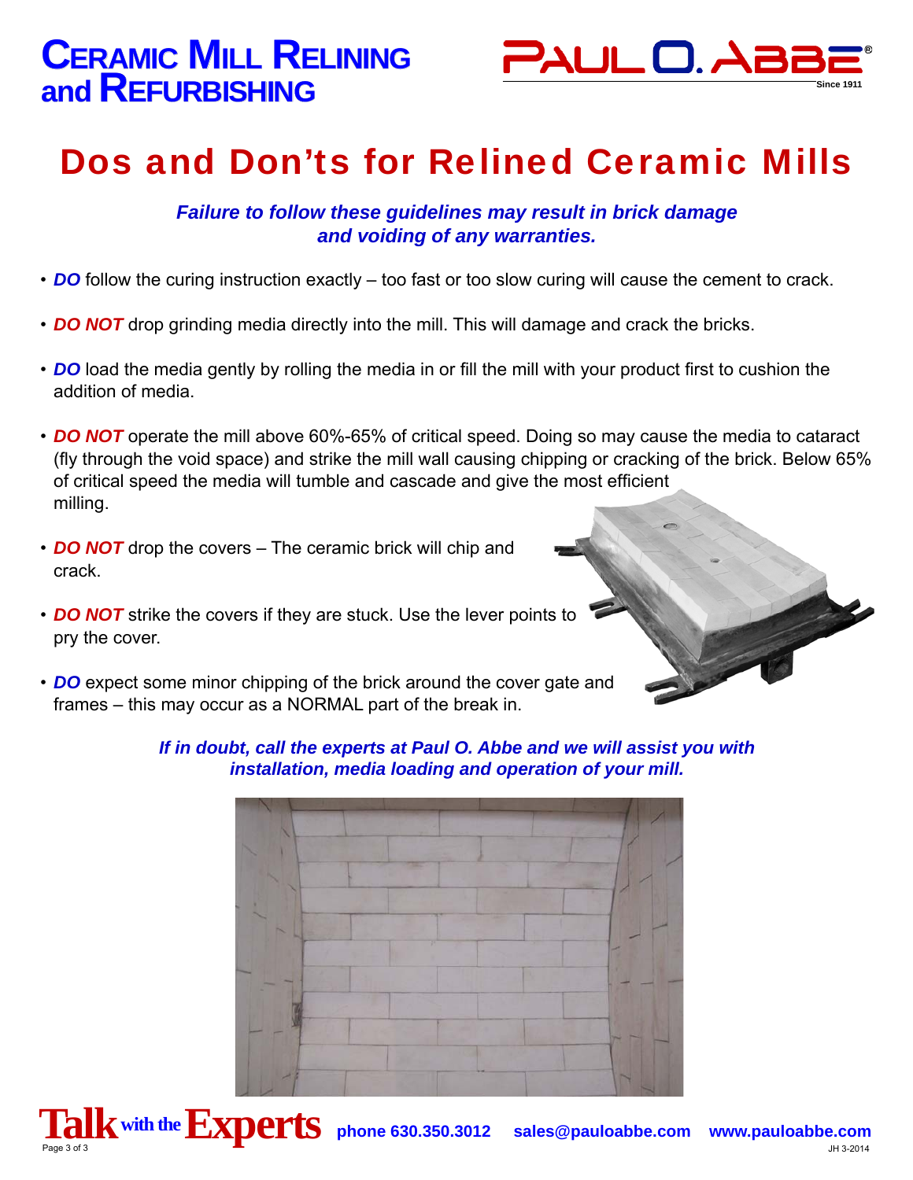# Ceramic Mill Relining and Refurbishing

PAUL O. ABBE® Since 1911

## Dos and Don'ts for Relined Ceramic Mills

***Failure to follow these guidelines may result in brick damage and voiding of any warranties.***

- ***DO*** follow the curing instruction exactly – too fast or too slow curing will cause the cement to crack.
- ***DO NOT*** drop grinding media directly into the mill. This will damage and crack the bricks.
- ***DO*** load the media gently by rolling the media in or fill the mill with your product first to cushion the addition of media.
- ***DO NOT*** operate the mill above 60%-65% of critical speed. Doing so may cause the media to cataract (fly through the void space) and strike the mill wall causing chipping or cracking of the brick. Below 65% of critical speed the media will tumble and cascade and give the most efficient milling.
- ***DO NOT*** drop the covers – The ceramic brick will chip and crack.
- ***DO NOT*** strike the covers if they are stuck. Use the lever points to pry the cover.
- ***DO*** expect some minor chipping of the brick around the cover gate and frames – this may occur as a NORMAL part of the break in.

***If in doubt, call the experts at Paul O. Abbe and we will assist you with installation, media loading and operation of your mill.***

**Talk with the Experts** phone 630.350.3012 sales@pauloabbe.com www.pauloabbe.com

JH 3-2014